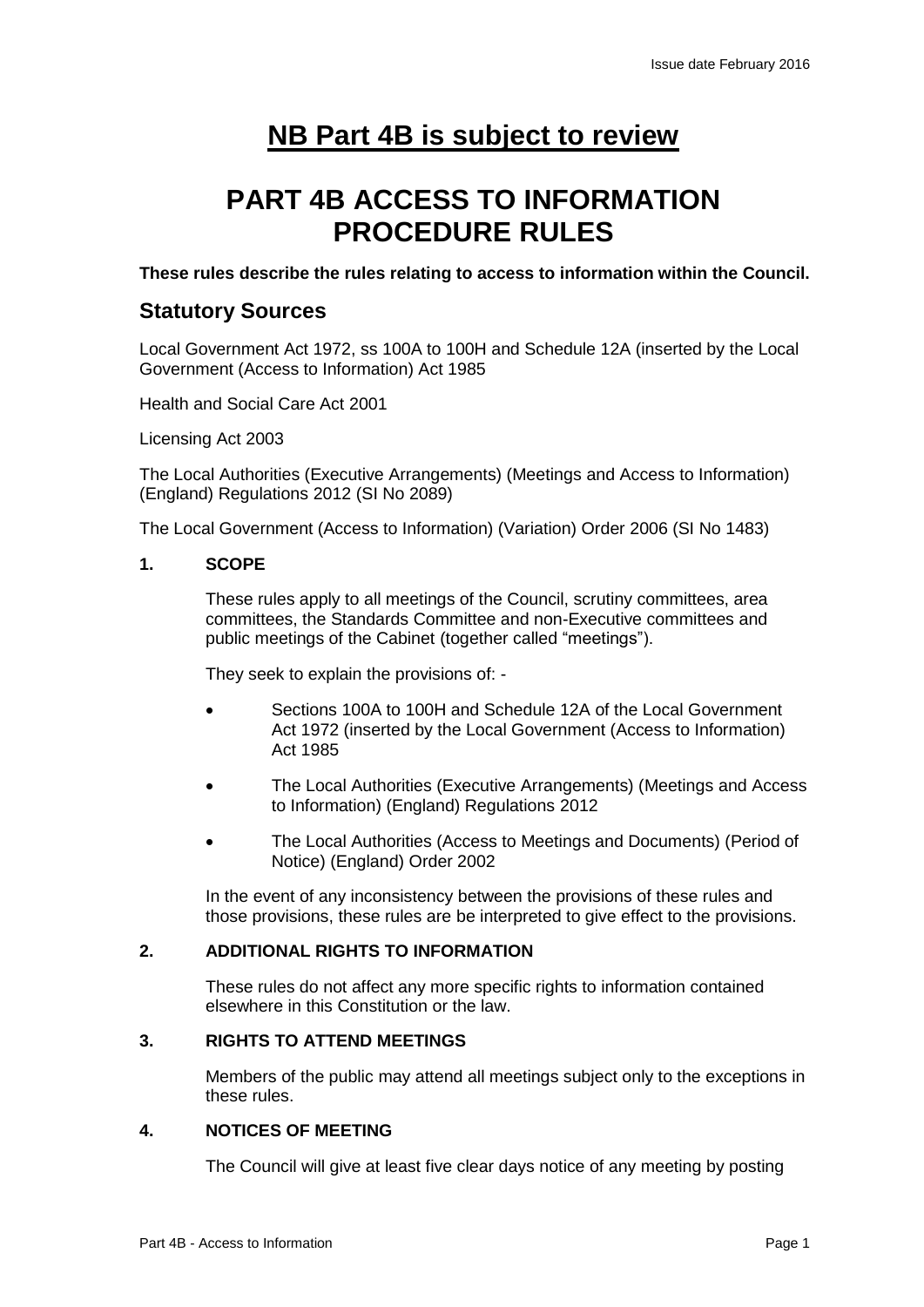# NB Part 4B is subject to review

# PART 4B ACCESS TO INFORMATION PROCEDURE RULES

**These rules describe the rules relating to access to information within the Council.**

## Statutory Sources

Local Government Act 1972, ss 100A to 100H and Schedule 12A (inserted by the Local Government (Access to Information) Act 1985

Health and Social Care Act 2001

Licensing Act 2003

The Local Authorities (Executive Arrangements) (Meetings and Access to Information) (England) Regulations 2012 (SI No 2089)

The Local Government (Access to Information) (Variation) Order 2006 (SI No 1483)

### 1. SCOPE

These rules apply to all meetings of the Council, scrutiny committees, area committees, the Standards Committee and non-Executive committees and public meetings of the Cabinet (together called "meetings").

They seek to explain the provisions of: -

- Sections 100A to 100H and Schedule 12A of the Local Government Act 1972 (inserted by the Local Government (Access to Information) Act 1985
- The Local Authorities (Executive Arrangements) (Meetings and Access to Information) (England) Regulations 2012
- The Local Authorities (Access to Meetings and Documents) (Period of Notice) (England) Order 2002

In the event of any inconsistency between the provisions of these rules and those provisions, these rules are be interpreted to give effect to the provisions.

### 2. ADDITIONAL RIGHTS TO INFORMATION

These rules do not affect any more specific rights to information contained elsewhere in this Constitution or the law.

### 3. RIGHTS TO ATTEND MEETINGS

Members of the public may attend all meetings subject only to the exceptions in these rules.

### 4. NOTICES OF MEETING

The Council will give at least five clear days notice of any meeting by posting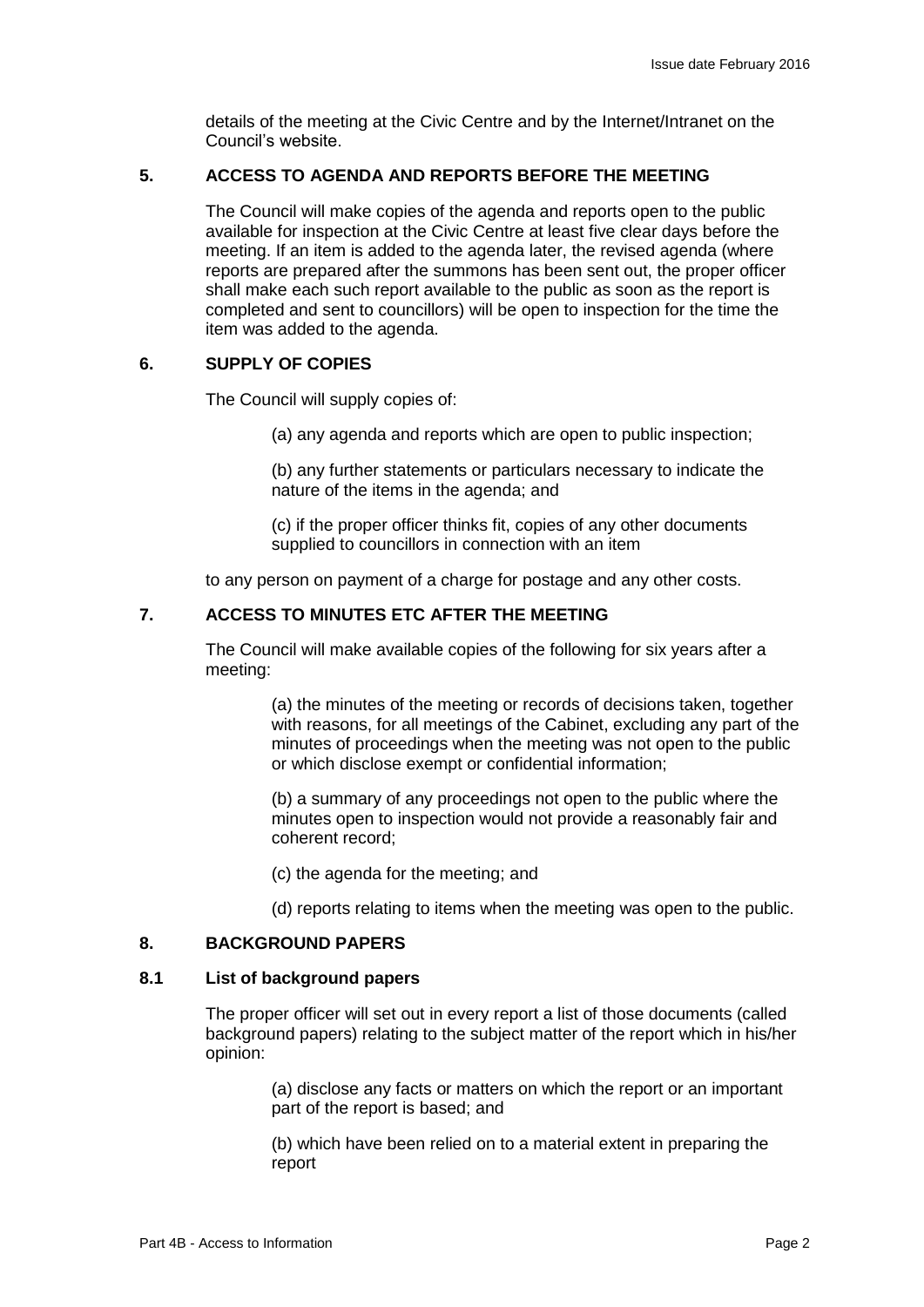details of the meeting at the Civic Centre and by the Internet/Intranet on the Council's website.

## 5. ACCESS TO AGENDA AND REPORTS BEFORE THE MEETING

The Council will make copies of the agenda and reports open to the public available for inspection at the Civic Centre at least five clear days before the meeting. If an item is added to the agenda later, the revised agenda (where reports are prepared after the summons has been sent out, the proper officer shall make each such report available to the public as soon as the report is completed and sent to councillors) will be open to inspection for the time the item was added to the agenda.

## 6. SUPPLY OF COPIES

The Council will supply copies of:

(a) any agenda and reports which are open to public inspection;

(b) any further statements or particulars necessary to indicate the nature of the items in the agenda; and

(c) if the proper officer thinks fit, copies of any other documents supplied to councillors in connection with an item

to any person on payment of a charge for postage and any other costs.

## 7. ACCESS TO MINUTES ETC AFTER THE MEETING

The Council will make available copies of the following for six years after a meeting:

(a) the minutes of the meeting or records of decisions taken, together with reasons, for all meetings of the Cabinet, excluding any part of the minutes of proceedings when the meeting was not open to the public or which disclose exempt or confidential information;

(b) a summary of any proceedings not open to the public where the minutes open to inspection would not provide a reasonably fair and coherent record;

(c) the agenda for the meeting; and

(d) reports relating to items when the meeting was open to the public.

## 8. BACKGROUND PAPERS

### 8.1 List of background papers

The proper officer will set out in every report a list of those documents (called background papers) relating to the subject matter of the report which in his/her opinion:

(a) disclose any facts or matters on which the report or an important part of the report is based; and

(b) which have been relied on to a material extent in preparing the report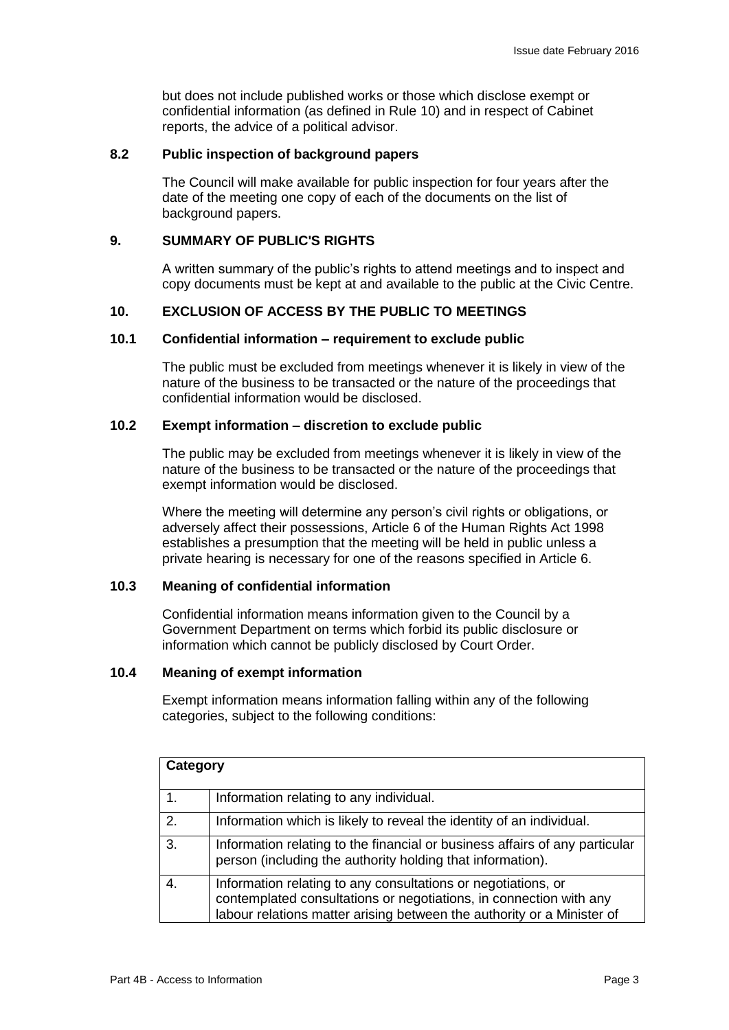but does not include published works or those which disclose exempt or confidential information (as defined in Rule 10) and in respect of Cabinet reports, the advice of a political advisor.

### 8.2 Public inspection of background papers

The Council will make available for public inspection for four years after the date of the meeting one copy of each of the documents on the list of background papers.

## 9. SUMMARY OF PUBLIC'S RIGHTS

A written summary of the public's rights to attend meetings and to inspect and copy documents must be kept at and available to the public at the Civic Centre.

## 10. EXCLUSION OF ACCESS BY THE PUBLIC TO MEETINGS

### 10.1 Confidential information – requirement to exclude public

The public must be excluded from meetings whenever it is likely in view of the nature of the business to be transacted or the nature of the proceedings that confidential information would be disclosed.

### 10.2 Exempt information – discretion to exclude public

The public may be excluded from meetings whenever it is likely in view of the nature of the business to be transacted or the nature of the proceedings that exempt information would be disclosed.

Where the meeting will determine any person's civil rights or obligations, or adversely affect their possessions, Article 6 of the Human Rights Act 1998 establishes a presumption that the meeting will be held in public unless a private hearing is necessary for one of the reasons specified in Article 6.

### 10.3 Meaning of confidential information

Confidential information means information given to the Council by a Government Department on terms which forbid its public disclosure or information which cannot be publicly disclosed by Court Order.

### 10.4 Meaning of exempt information

Exempt information means information falling within any of the following categories, subject to the following conditions:

| **Category** | |
|---|---|
| 1. | Information relating to any individual. |
| 2. | Information which is likely to reveal the identity of an individual. |
| 3. | Information relating to the financial or business affairs of any particular person (including the authority holding that information). |
| 4. | Information relating to any consultations or negotiations, or contemplated consultations or negotiations, in connection with any labour relations matter arising between the authority or a Minister of |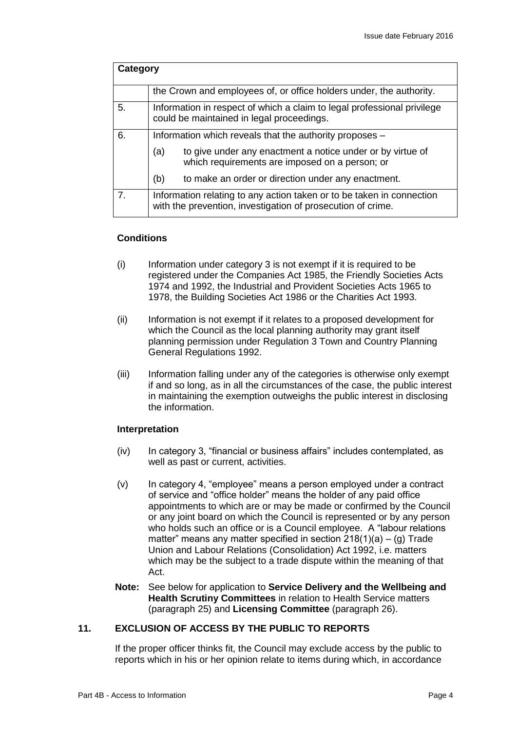| Category | |
| --- | --- |
| | the Crown and employees of, or office holders under, the authority. |
| 5. | Information in respect of which a claim to legal professional privilege could be maintained in legal proceedings. |
| 6. | Information which reveals that the authority proposes –<br>(a) to give under any enactment a notice under or by virtue of which requirements are imposed on a person; or<br>(b) to make an order or direction under any enactment. |
| 7. | Information relating to any action taken or to be taken in connection with the prevention, investigation of prosecution of crime. |

**Conditions**

(i) Information under category 3 is not exempt if it is required to be registered under the Companies Act 1985, the Friendly Societies Acts 1974 and 1992, the Industrial and Provident Societies Acts 1965 to 1978, the Building Societies Act 1986 or the Charities Act 1993.

(ii) Information is not exempt if it relates to a proposed development for which the Council as the local planning authority may grant itself planning permission under Regulation 3 Town and Country Planning General Regulations 1992.

(iii) Information falling under any of the categories is otherwise only exempt if and so long, as in all the circumstances of the case, the public interest in maintaining the exemption outweighs the public interest in disclosing the information.

**Interpretation**

(iv) In category 3, "financial or business affairs" includes contemplated, as well as past or current, activities.

(v) In category 4, "employee" means a person employed under a contract of service and "office holder" means the holder of any paid office appointments to which are or may be made or confirmed by the Council or any joint board on which the Council is represented or by any person who holds such an office or is a Council employee. A "labour relations matter" means any matter specified in section 218(1)(a) – (g) Trade Union and Labour Relations (Consolidation) Act 1992, i.e. matters which may be the subject to a trade dispute within the meaning of that Act.

**Note:** See below for application to **Service Delivery and the Wellbeing and Health Scrutiny Committees** in relation to Health Service matters (paragraph 25) and **Licensing Committee** (paragraph 26).

## 11. EXCLUSION OF ACCESS BY THE PUBLIC TO REPORTS

If the proper officer thinks fit, the Council may exclude access by the public to reports which in his or her opinion relate to items during which, in accordance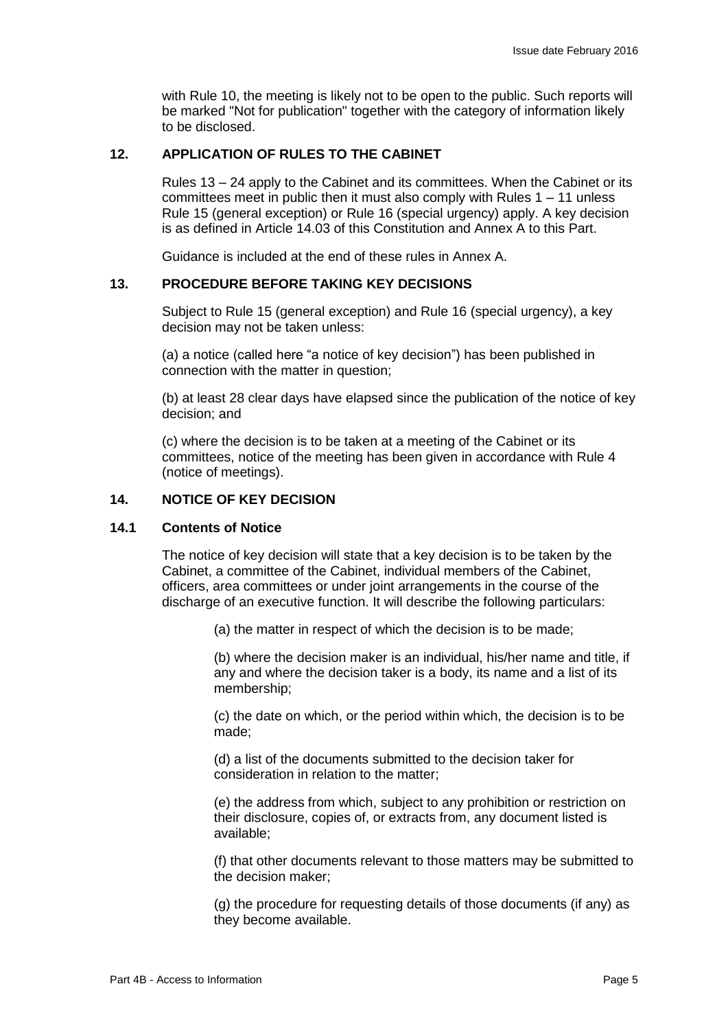with Rule 10, the meeting is likely not to be open to the public. Such reports will be marked "Not for publication" together with the category of information likely to be disclosed.

## 12. APPLICATION OF RULES TO THE CABINET

Rules 13 – 24 apply to the Cabinet and its committees. When the Cabinet or its committees meet in public then it must also comply with Rules 1 – 11 unless Rule 15 (general exception) or Rule 16 (special urgency) apply. A key decision is as defined in Article 14.03 of this Constitution and Annex A to this Part.

Guidance is included at the end of these rules in Annex A.

## 13. PROCEDURE BEFORE TAKING KEY DECISIONS

Subject to Rule 15 (general exception) and Rule 16 (special urgency), a key decision may not be taken unless:

(a) a notice (called here "a notice of key decision") has been published in connection with the matter in question;

(b) at least 28 clear days have elapsed since the publication of the notice of key decision; and

(c) where the decision is to be taken at a meeting of the Cabinet or its committees, notice of the meeting has been given in accordance with Rule 4 (notice of meetings).

## 14. NOTICE OF KEY DECISION

### 14.1 Contents of Notice

The notice of key decision will state that a key decision is to be taken by the Cabinet, a committee of the Cabinet, individual members of the Cabinet, officers, area committees or under joint arrangements in the course of the discharge of an executive function. It will describe the following particulars:

(a) the matter in respect of which the decision is to be made;

(b) where the decision maker is an individual, his/her name and title, if any and where the decision taker is a body, its name and a list of its membership;

(c) the date on which, or the period within which, the decision is to be made;

(d) a list of the documents submitted to the decision taker for consideration in relation to the matter;

(e) the address from which, subject to any prohibition or restriction on their disclosure, copies of, or extracts from, any document listed is available;

(f) that other documents relevant to those matters may be submitted to the decision maker;

(g) the procedure for requesting details of those documents (if any) as they become available.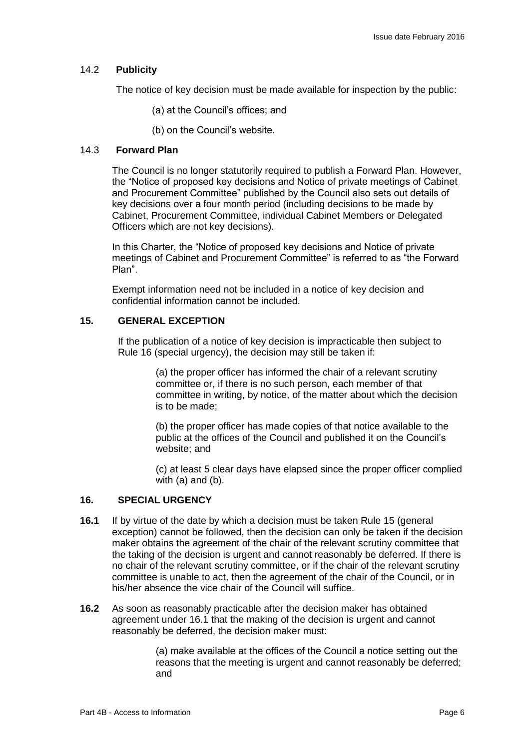### 14.2 **Publicity**

The notice of key decision must be made available for inspection by the public:

(a) at the Council's offices; and

(b) on the Council's website.

### 14.3 **Forward Plan**

The Council is no longer statutorily required to publish a Forward Plan. However, the "Notice of proposed key decisions and Notice of private meetings of Cabinet and Procurement Committee" published by the Council also sets out details of key decisions over a four month period (including decisions to be made by Cabinet, Procurement Committee, individual Cabinet Members or Delegated Officers which are not key decisions).

In this Charter, the "Notice of proposed key decisions and Notice of private meetings of Cabinet and Procurement Committee" is referred to as "the Forward Plan".

Exempt information need not be included in a notice of key decision and confidential information cannot be included.

## 15. GENERAL EXCEPTION

If the publication of a notice of key decision is impracticable then subject to Rule 16 (special urgency), the decision may still be taken if:

(a) the proper officer has informed the chair of a relevant scrutiny committee or, if there is no such person, each member of that committee in writing, by notice, of the matter about which the decision is to be made;

(b) the proper officer has made copies of that notice available to the public at the offices of the Council and published it on the Council's website; and

(c) at least 5 clear days have elapsed since the proper officer complied with (a) and (b).

## 16. SPECIAL URGENCY

**16.1** If by virtue of the date by which a decision must be taken Rule 15 (general exception) cannot be followed, then the decision can only be taken if the decision maker obtains the agreement of the chair of the relevant scrutiny committee that the taking of the decision is urgent and cannot reasonably be deferred. If there is no chair of the relevant scrutiny committee, or if the chair of the relevant scrutiny committee is unable to act, then the agreement of the chair of the Council, or in his/her absence the vice chair of the Council will suffice.

**16.2** As soon as reasonably practicable after the decision maker has obtained agreement under 16.1 that the making of the decision is urgent and cannot reasonably be deferred, the decision maker must:

(a) make available at the offices of the Council a notice setting out the reasons that the meeting is urgent and cannot reasonably be deferred; and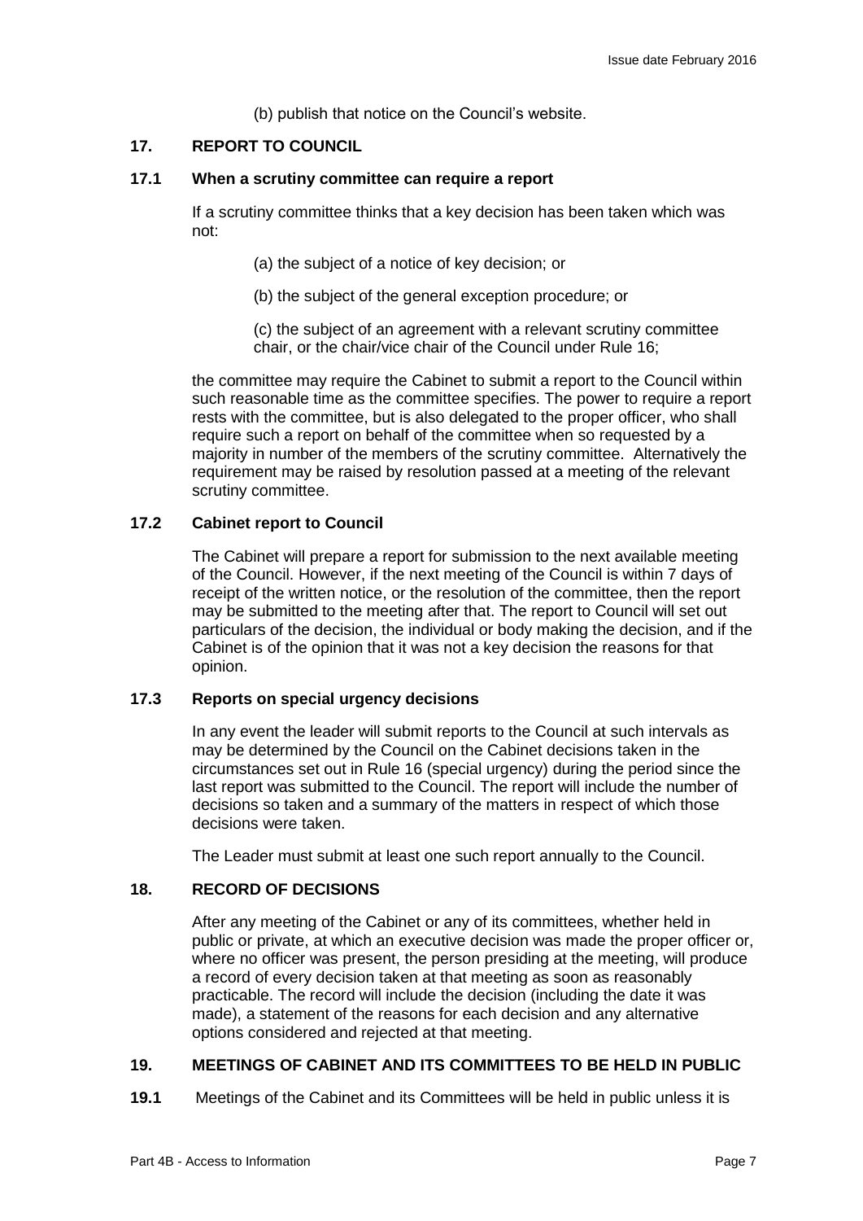(b) publish that notice on the Council's website.

## 17. REPORT TO COUNCIL

### 17.1 When a scrutiny committee can require a report

If a scrutiny committee thinks that a key decision has been taken which was not:

(a) the subject of a notice of key decision; or

(b) the subject of the general exception procedure; or

(c) the subject of an agreement with a relevant scrutiny committee chair, or the chair/vice chair of the Council under Rule 16;

the committee may require the Cabinet to submit a report to the Council within such reasonable time as the committee specifies. The power to require a report rests with the committee, but is also delegated to the proper officer, who shall require such a report on behalf of the committee when so requested by a majority in number of the members of the scrutiny committee. Alternatively the requirement may be raised by resolution passed at a meeting of the relevant scrutiny committee.

### 17.2 Cabinet report to Council

The Cabinet will prepare a report for submission to the next available meeting of the Council. However, if the next meeting of the Council is within 7 days of receipt of the written notice, or the resolution of the committee, then the report may be submitted to the meeting after that. The report to Council will set out particulars of the decision, the individual or body making the decision, and if the Cabinet is of the opinion that it was not a key decision the reasons for that opinion.

### 17.3 Reports on special urgency decisions

In any event the leader will submit reports to the Council at such intervals as may be determined by the Council on the Cabinet decisions taken in the circumstances set out in Rule 16 (special urgency) during the period since the last report was submitted to the Council. The report will include the number of decisions so taken and a summary of the matters in respect of which those decisions were taken.

The Leader must submit at least one such report annually to the Council.

## 18. RECORD OF DECISIONS

After any meeting of the Cabinet or any of its committees, whether held in public or private, at which an executive decision was made the proper officer or, where no officer was present, the person presiding at the meeting, will produce a record of every decision taken at that meeting as soon as reasonably practicable. The record will include the decision (including the date it was made), a statement of the reasons for each decision and any alternative options considered and rejected at that meeting.

## 19. MEETINGS OF CABINET AND ITS COMMITTEES TO BE HELD IN PUBLIC

**19.1** Meetings of the Cabinet and its Committees will be held in public unless it is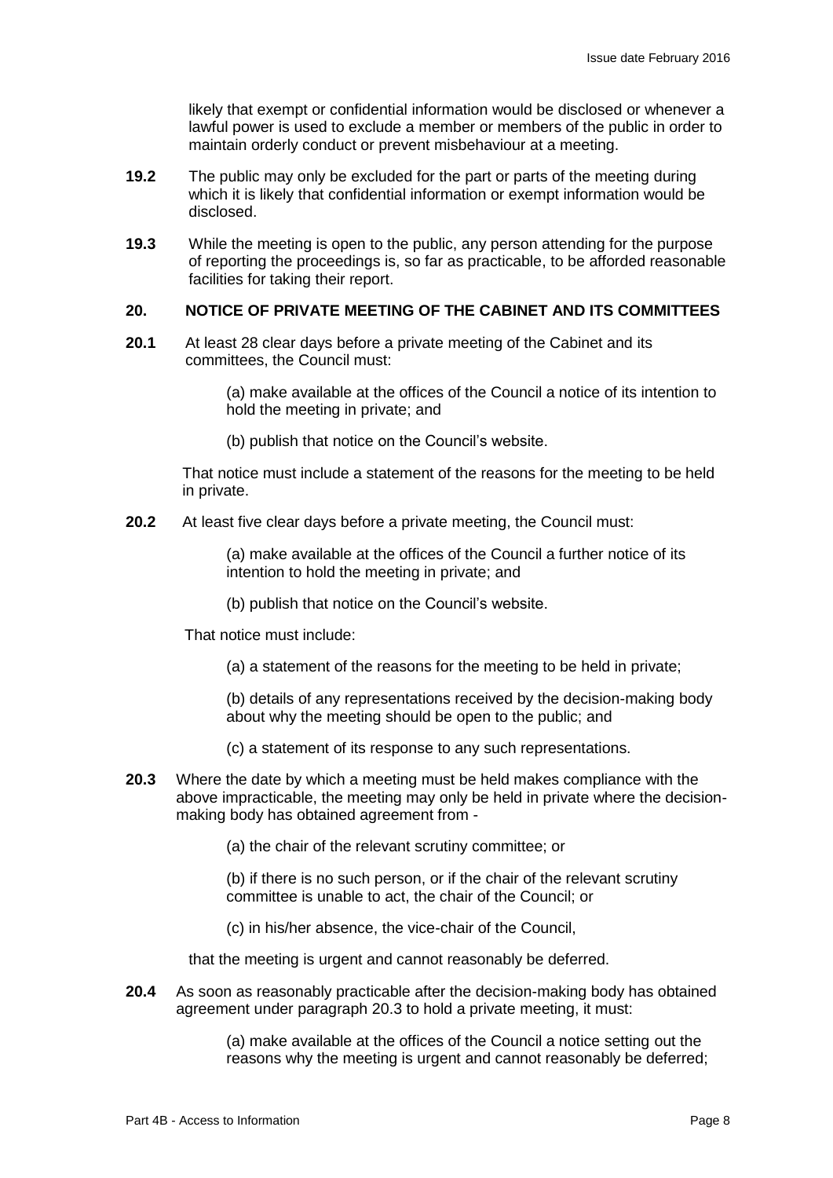likely that exempt or confidential information would be disclosed or whenever a lawful power is used to exclude a member or members of the public in order to maintain orderly conduct or prevent misbehaviour at a meeting.

**19.2** The public may only be excluded for the part or parts of the meeting during which it is likely that confidential information or exempt information would be disclosed.

**19.3** While the meeting is open to the public, any person attending for the purpose of reporting the proceedings is, so far as practicable, to be afforded reasonable facilities for taking their report.

## 20. NOTICE OF PRIVATE MEETING OF THE CABINET AND ITS COMMITTEES

**20.1** At least 28 clear days before a private meeting of the Cabinet and its committees, the Council must:

(a) make available at the offices of the Council a notice of its intention to hold the meeting in private; and

(b) publish that notice on the Council's website.

That notice must include a statement of the reasons for the meeting to be held in private.

**20.2** At least five clear days before a private meeting, the Council must:

(a) make available at the offices of the Council a further notice of its intention to hold the meeting in private; and

(b) publish that notice on the Council's website.

That notice must include:

(a) a statement of the reasons for the meeting to be held in private;

(b) details of any representations received by the decision-making body about why the meeting should be open to the public; and

(c) a statement of its response to any such representations.

**20.3** Where the date by which a meeting must be held makes compliance with the above impracticable, the meeting may only be held in private where the decision-making body has obtained agreement from -

(a) the chair of the relevant scrutiny committee; or

(b) if there is no such person, or if the chair of the relevant scrutiny committee is unable to act, the chair of the Council; or

(c) in his/her absence, the vice-chair of the Council,

that the meeting is urgent and cannot reasonably be deferred.

**20.4** As soon as reasonably practicable after the decision-making body has obtained agreement under paragraph 20.3 to hold a private meeting, it must:

(a) make available at the offices of the Council a notice setting out the reasons why the meeting is urgent and cannot reasonably be deferred;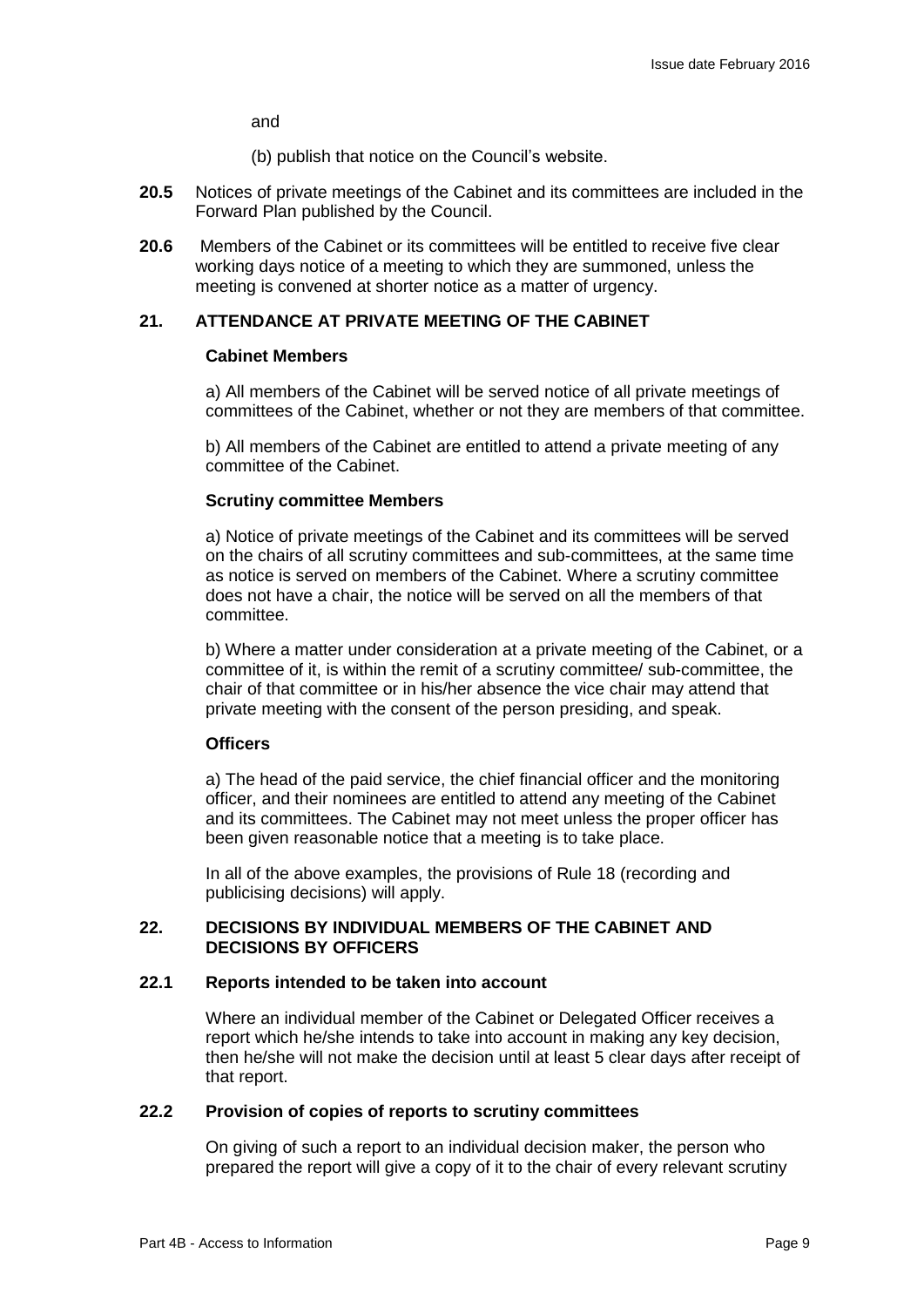and

(b) publish that notice on the Council's website.

**20.5** Notices of private meetings of the Cabinet and its committees are included in the Forward Plan published by the Council.

**20.6** Members of the Cabinet or its committees will be entitled to receive five clear working days notice of a meeting to which they are summoned, unless the meeting is convened at shorter notice as a matter of urgency.

## 21. ATTENDANCE AT PRIVATE MEETING OF THE CABINET

**Cabinet Members**

a) All members of the Cabinet will be served notice of all private meetings of committees of the Cabinet, whether or not they are members of that committee.

b) All members of the Cabinet are entitled to attend a private meeting of any committee of the Cabinet.

**Scrutiny committee Members**

a) Notice of private meetings of the Cabinet and its committees will be served on the chairs of all scrutiny committees and sub-committees, at the same time as notice is served on members of the Cabinet. Where a scrutiny committee does not have a chair, the notice will be served on all the members of that committee.

b) Where a matter under consideration at a private meeting of the Cabinet, or a committee of it, is within the remit of a scrutiny committee/ sub-committee, the chair of that committee or in his/her absence the vice chair may attend that private meeting with the consent of the person presiding, and speak.

**Officers**

a) The head of the paid service, the chief financial officer and the monitoring officer, and their nominees are entitled to attend any meeting of the Cabinet and its committees. The Cabinet may not meet unless the proper officer has been given reasonable notice that a meeting is to take place.

In all of the above examples, the provisions of Rule 18 (recording and publicising decisions) will apply.

## 22. DECISIONS BY INDIVIDUAL MEMBERS OF THE CABINET AND DECISIONS BY OFFICERS

### 22.1 Reports intended to be taken into account

Where an individual member of the Cabinet or Delegated Officer receives a report which he/she intends to take into account in making any key decision, then he/she will not make the decision until at least 5 clear days after receipt of that report.

### 22.2 Provision of copies of reports to scrutiny committees

On giving of such a report to an individual decision maker, the person who prepared the report will give a copy of it to the chair of every relevant scrutiny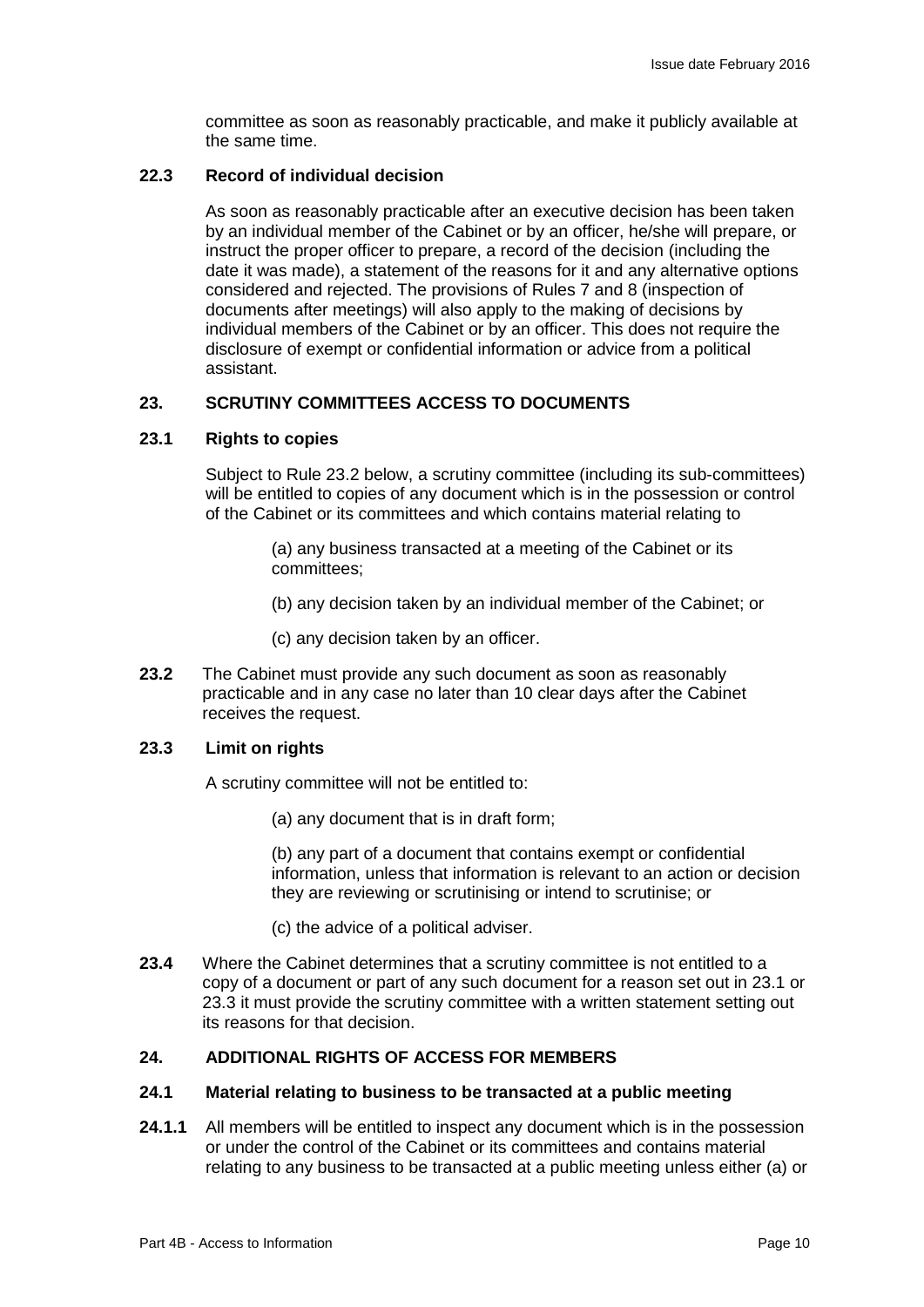committee as soon as reasonably practicable, and make it publicly available at the same time.

### 22.3 Record of individual decision

As soon as reasonably practicable after an executive decision has been taken by an individual member of the Cabinet or by an officer, he/she will prepare, or instruct the proper officer to prepare, a record of the decision (including the date it was made), a statement of the reasons for it and any alternative options considered and rejected. The provisions of Rules 7 and 8 (inspection of documents after meetings) will also apply to the making of decisions by individual members of the Cabinet or by an officer. This does not require the disclosure of exempt or confidential information or advice from a political assistant.

## 23. SCRUTINY COMMITTEES ACCESS TO DOCUMENTS

### 23.1 Rights to copies

Subject to Rule 23.2 below, a scrutiny committee (including its sub-committees) will be entitled to copies of any document which is in the possession or control of the Cabinet or its committees and which contains material relating to

(a) any business transacted at a meeting of the Cabinet or its committees;

(b) any decision taken by an individual member of the Cabinet; or

(c) any decision taken by an officer.

**23.2** The Cabinet must provide any such document as soon as reasonably practicable and in any case no later than 10 clear days after the Cabinet receives the request.

### 23.3 Limit on rights

A scrutiny committee will not be entitled to:

(a) any document that is in draft form;

(b) any part of a document that contains exempt or confidential information, unless that information is relevant to an action or decision they are reviewing or scrutinising or intend to scrutinise; or

(c) the advice of a political adviser.

**23.4** Where the Cabinet determines that a scrutiny committee is not entitled to a copy of a document or part of any such document for a reason set out in 23.1 or 23.3 it must provide the scrutiny committee with a written statement setting out its reasons for that decision.

## 24. ADDITIONAL RIGHTS OF ACCESS FOR MEMBERS

### 24.1 Material relating to business to be transacted at a public meeting

**24.1.1** All members will be entitled to inspect any document which is in the possession or under the control of the Cabinet or its committees and contains material relating to any business to be transacted at a public meeting unless either (a) or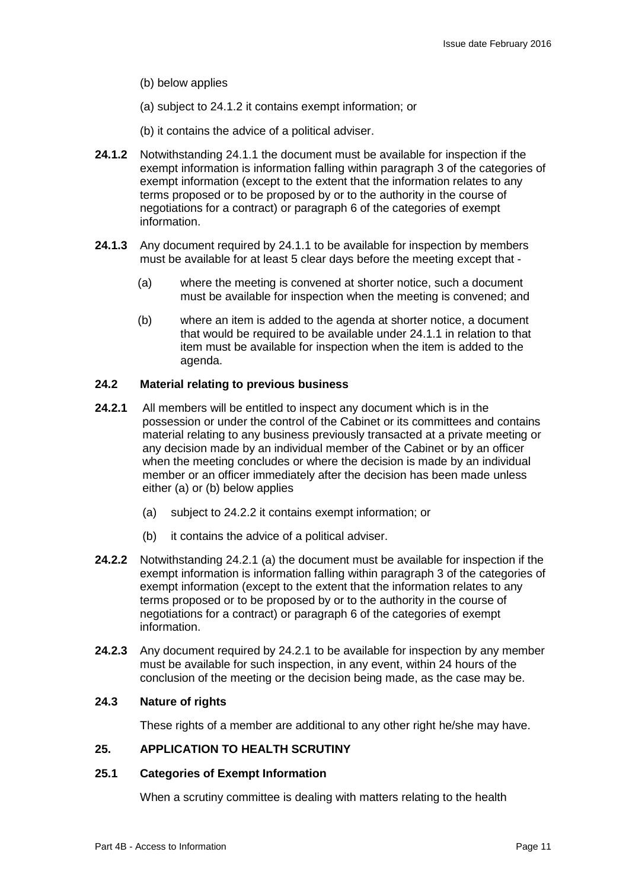(b) below applies

(a) subject to 24.1.2 it contains exempt information; or

(b) it contains the advice of a political adviser.

**24.1.2** Notwithstanding 24.1.1 the document must be available for inspection if the exempt information is information falling within paragraph 3 of the categories of exempt information (except to the extent that the information relates to any terms proposed or to be proposed by or to the authority in the course of negotiations for a contract) or paragraph 6 of the categories of exempt information.

**24.1.3** Any document required by 24.1.1 to be available for inspection by members must be available for at least 5 clear days before the meeting except that -

(a) where the meeting is convened at shorter notice, such a document must be available for inspection when the meeting is convened; and

(b) where an item is added to the agenda at shorter notice, a document that would be required to be available under 24.1.1 in relation to that item must be available for inspection when the item is added to the agenda.

### 24.2 Material relating to previous business

**24.2.1** All members will be entitled to inspect any document which is in the possession or under the control of the Cabinet or its committees and contains material relating to any business previously transacted at a private meeting or any decision made by an individual member of the Cabinet or by an officer when the meeting concludes or where the decision is made by an individual member or an officer immediately after the decision has been made unless either (a) or (b) below applies

(a) subject to 24.2.2 it contains exempt information; or

(b) it contains the advice of a political adviser.

**24.2.2** Notwithstanding 24.2.1 (a) the document must be available for inspection if the exempt information is information falling within paragraph 3 of the categories of exempt information (except to the extent that the information relates to any terms proposed or to be proposed by or to the authority in the course of negotiations for a contract) or paragraph 6 of the categories of exempt information.

**24.2.3** Any document required by 24.2.1 to be available for inspection by any member must be available for such inspection, in any event, within 24 hours of the conclusion of the meeting or the decision being made, as the case may be.

### 24.3 Nature of rights

These rights of a member are additional to any other right he/she may have.

## 25. APPLICATION TO HEALTH SCRUTINY

### 25.1 Categories of Exempt Information

When a scrutiny committee is dealing with matters relating to the health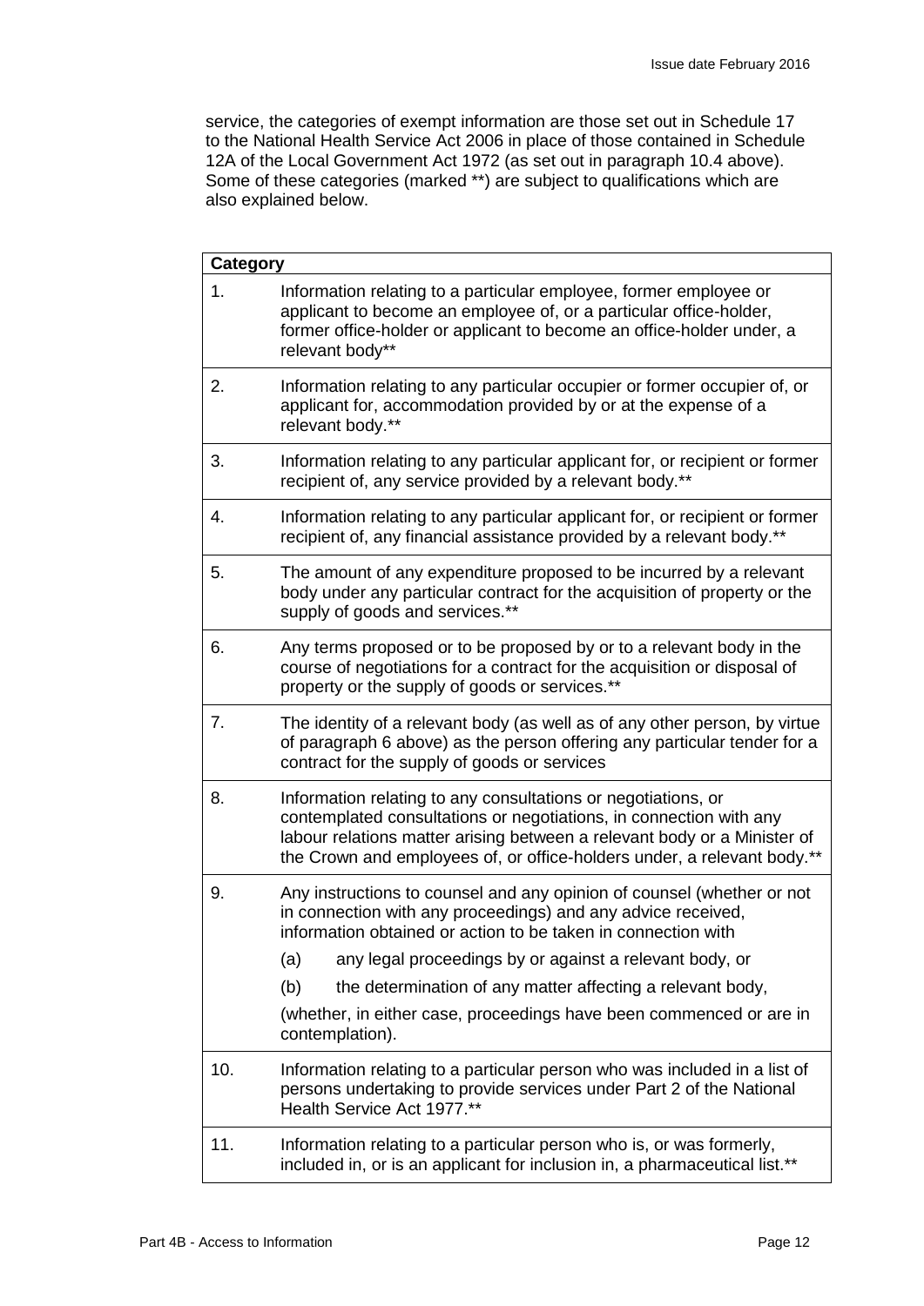service, the categories of exempt information are those set out in Schedule 17 to the National Health Service Act 2006 in place of those contained in Schedule 12A of the Local Government Act 1972 (as set out in paragraph 10.4 above). Some of these categories (marked **) are subject to qualifications which are also explained below.

| **Category** | |
|---|---|
| 1. | Information relating to a particular employee, former employee or applicant to become an employee of, or a particular office-holder, former office-holder or applicant to become an office-holder under, a relevant body** |
| 2. | Information relating to any particular occupier or former occupier of, or applicant for, accommodation provided by or at the expense of a relevant body.** |
| 3. | Information relating to any particular applicant for, or recipient or former recipient of, any service provided by a relevant body.** |
| 4. | Information relating to any particular applicant for, or recipient or former recipient of, any financial assistance provided by a relevant body.** |
| 5. | The amount of any expenditure proposed to be incurred by a relevant body under any particular contract for the acquisition of property or the supply of goods and services.** |
| 6. | Any terms proposed or to be proposed by or to a relevant body in the course of negotiations for a contract for the acquisition or disposal of property or the supply of goods or services.** |
| 7. | The identity of a relevant body (as well as of any other person, by virtue of paragraph 6 above) as the person offering any particular tender for a contract for the supply of goods or services |
| 8. | Information relating to any consultations or negotiations, or contemplated consultations or negotiations, in connection with any labour relations matter arising between a relevant body or a Minister of the Crown and employees of, or office-holders under, a relevant body.** |
| 9. | Any instructions to counsel and any opinion of counsel (whether or not in connection with any proceedings) and any advice received, information obtained or action to be taken in connection with<br>(a) any legal proceedings by or against a relevant body, or<br>(b) the determination of any matter affecting a relevant body,<br>(whether, in either case, proceedings have been commenced or are in contemplation). |
| 10. | Information relating to a particular person who was included in a list of persons undertaking to provide services under Part 2 of the National Health Service Act 1977.** |
| 11. | Information relating to a particular person who is, or was formerly, included in, or is an applicant for inclusion in, a pharmaceutical list.** |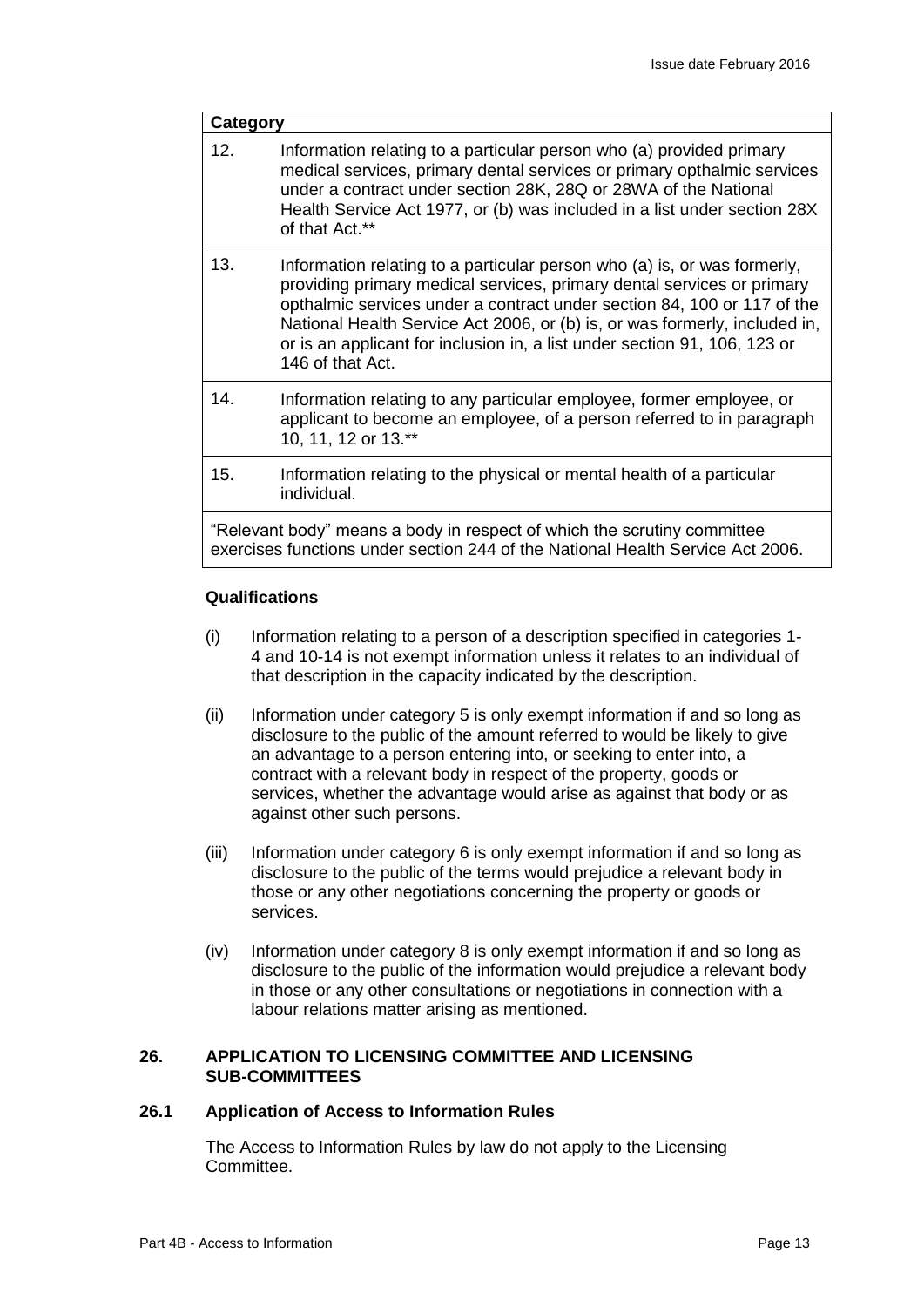| Category | |
|---|---|
| 12. | Information relating to a particular person who (a) provided primary medical services, primary dental services or primary opthalmic services under a contract under section 28K, 28Q or 28WA of the National Health Service Act 1977, or (b) was included in a list under section 28X of that Act.** |
| 13. | Information relating to a particular person who (a) is, or was formerly, providing primary medical services, primary dental services or primary opthalmic services under a contract under section 84, 100 or 117 of the National Health Service Act 2006, or (b) is, or was formerly, included in, or is an applicant for inclusion in, a list under section 91, 106, 123 or 146 of that Act. |
| 14. | Information relating to any particular employee, former employee, or applicant to become an employee, of a person referred to in paragraph 10, 11, 12 or 13.** |
| 15. | Information relating to the physical or mental health of a particular individual. |
| "Relevant body" means a body in respect of which the scrutiny committee exercises functions under section 244 of the National Health Service Act 2006. | |

**Qualifications**

(i) Information relating to a person of a description specified in categories 1-4 and 10-14 is not exempt information unless it relates to an individual of that description in the capacity indicated by the description.

(ii) Information under category 5 is only exempt information if and so long as disclosure to the public of the amount referred to would be likely to give an advantage to a person entering into, or seeking to enter into, a contract with a relevant body in respect of the property, goods or services, whether the advantage would arise as against that body or as against other such persons.

(iii) Information under category 6 is only exempt information if and so long as disclosure to the public of the terms would prejudice a relevant body in those or any other negotiations concerning the property or goods or services.

(iv) Information under category 8 is only exempt information if and so long as disclosure to the public of the information would prejudice a relevant body in those or any other consultations or negotiations in connection with a labour relations matter arising as mentioned.

## 26. APPLICATION TO LICENSING COMMITTEE AND LICENSING SUB-COMMITTEES

### 26.1 Application of Access to Information Rules

The Access to Information Rules by law do not apply to the Licensing Committee.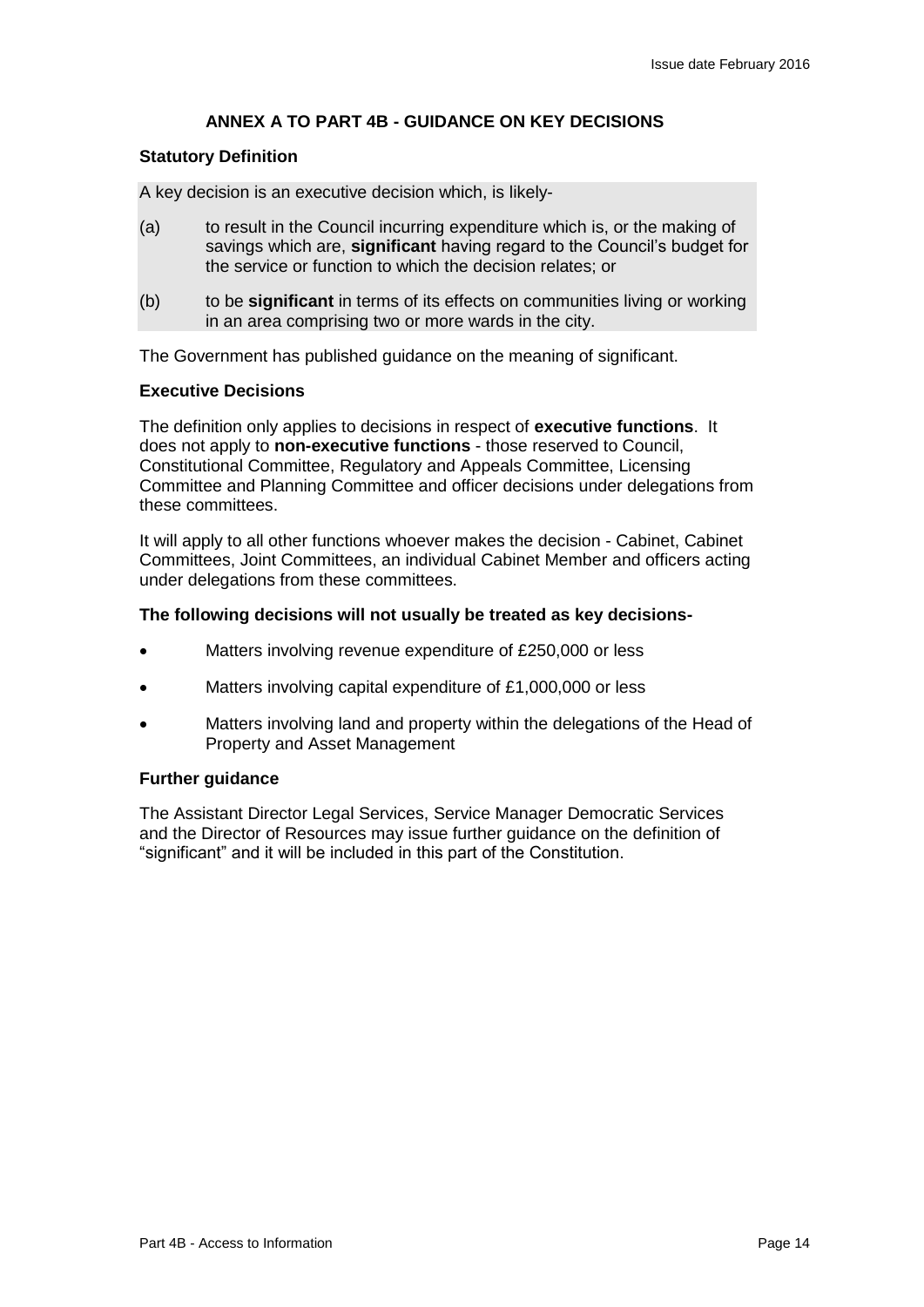## ANNEX A TO PART 4B - GUIDANCE ON KEY DECISIONS

### Statutory Definition

A key decision is an executive decision which, is likely-

(a) to result in the Council incurring expenditure which is, or the making of savings which are, **significant** having regard to the Council's budget for the service or function to which the decision relates; or

(b) to be **significant** in terms of its effects on communities living or working in an area comprising two or more wards in the city.

The Government has published guidance on the meaning of significant.

### Executive Decisions

The definition only applies to decisions in respect of **executive functions**. It does not apply to **non-executive functions** - those reserved to Council, Constitutional Committee, Regulatory and Appeals Committee, Licensing Committee and Planning Committee and officer decisions under delegations from these committees.

It will apply to all other functions whoever makes the decision - Cabinet, Cabinet Committees, Joint Committees, an individual Cabinet Member and officers acting under delegations from these committees.

### The following decisions will not usually be treated as key decisions-

- Matters involving revenue expenditure of £250,000 or less
- Matters involving capital expenditure of £1,000,000 or less
- Matters involving land and property within the delegations of the Head of Property and Asset Management

### Further guidance

The Assistant Director Legal Services, Service Manager Democratic Services and the Director of Resources may issue further guidance on the definition of "significant" and it will be included in this part of the Constitution.